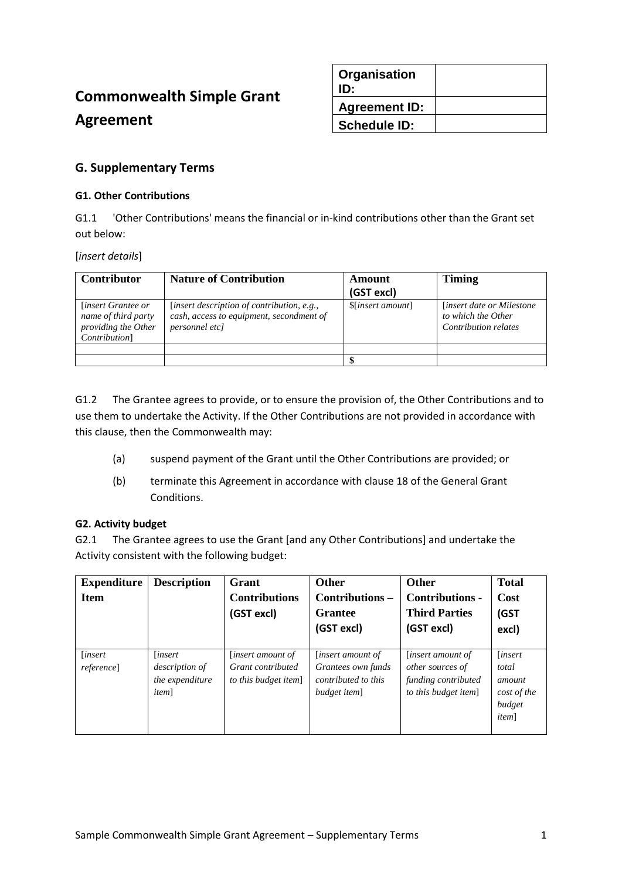# Commonwealth Simple Grant Agreement

| Organisation ID: | |
| --- | --- |
| Agreement ID: | |
| Schedule ID: | |

## G. Supplementary Terms

### G1. Other Contributions

G1.1 'Other Contributions' means the financial or in-kind contributions other than the Grant set out below:

[*insert details*]

| Contributor | Nature of Contribution | Amount (GST excl) | Timing |
| --- | --- | --- | --- |
| [*insert Grantee or name of third party providing the Other Contribution*] | [*insert description of contribution, e.g., cash, access to equipment, secondment of personnel etc]* | $[*insert amount*] | [*insert date or Milestone to which the Other Contribution relates* |
| | | | |
| | | $ | |

G1.2 The Grantee agrees to provide, or to ensure the provision of, the Other Contributions and to use them to undertake the Activity. If the Other Contributions are not provided in accordance with this clause, then the Commonwealth may:

(a) suspend payment of the Grant until the Other Contributions are provided; or

(b) terminate this Agreement in accordance with clause 18 of the General Grant Conditions.

### G2. Activity budget

G2.1 The Grantee agrees to use the Grant [and any Other Contributions] and undertake the Activity consistent with the following budget:

| Expenditure Item | Description | Grant Contributions (GST excl) | Other Contributions – Grantee (GST excl) | Other Contributions - Third Parties (GST excl) | Total Cost (GST excl) |
| --- | --- | --- | --- | --- | --- |
| [*insert reference*] | [*insert description of the expenditure item*] | [*insert amount of Grant contributed to this budget item*] | [*insert amount of Grantees own funds contributed to this budget item*] | [*insert amount of other sources of funding contributed to this budget item*] | [*insert total amount cost of the budget item*] |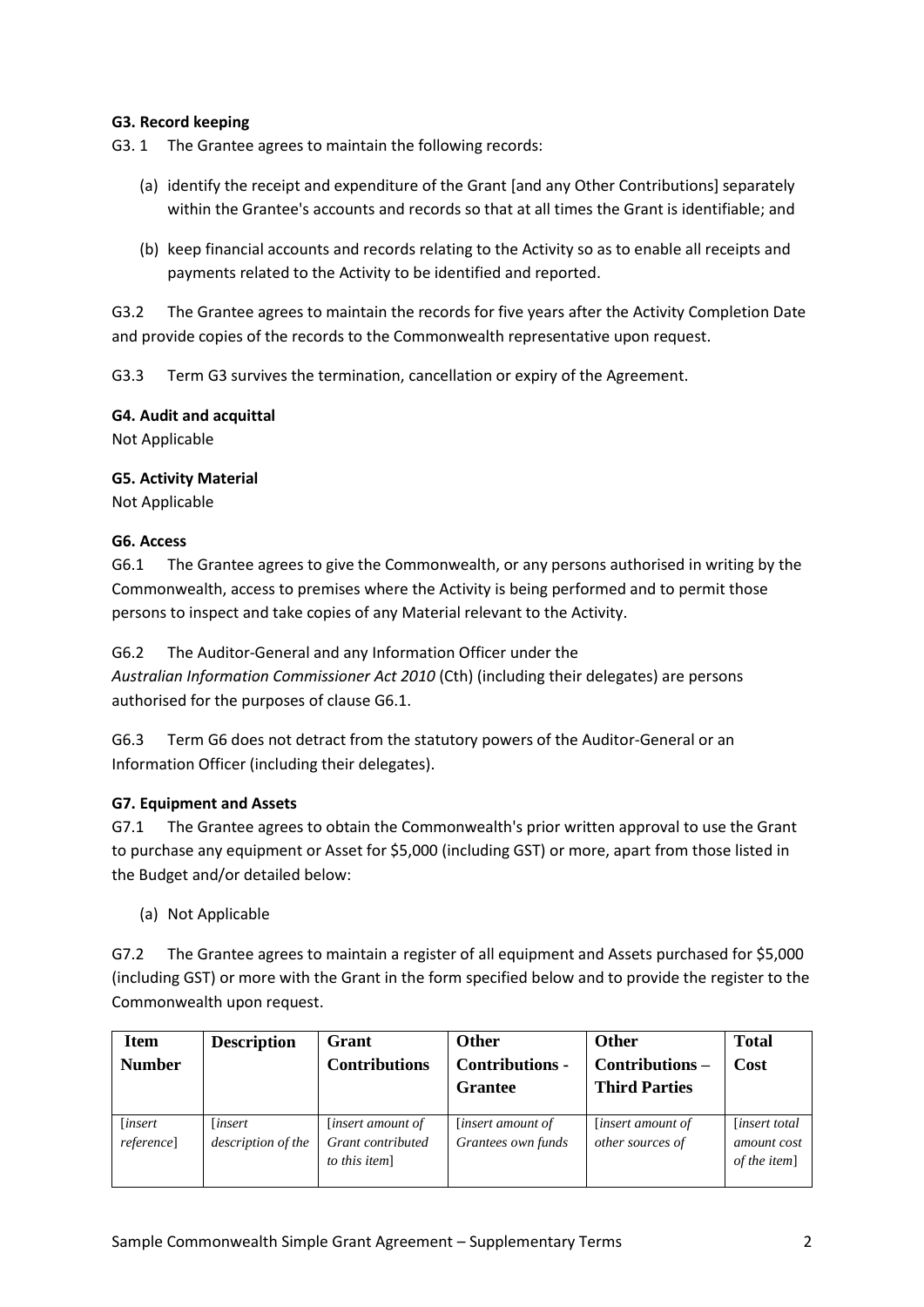**G3. Record keeping**

G3. 1 The Grantee agrees to maintain the following records:

(a) identify the receipt and expenditure of the Grant [and any Other Contributions] separately within the Grantee's accounts and records so that at all times the Grant is identifiable; and

(b) keep financial accounts and records relating to the Activity so as to enable all receipts and payments related to the Activity to be identified and reported.

G3.2 The Grantee agrees to maintain the records for five years after the Activity Completion Date and provide copies of the records to the Commonwealth representative upon request.

G3.3 Term G3 survives the termination, cancellation or expiry of the Agreement.

**G4. Audit and acquittal**

Not Applicable

**G5. Activity Material**

Not Applicable

**G6. Access**

G6.1 The Grantee agrees to give the Commonwealth, or any persons authorised in writing by the Commonwealth, access to premises where the Activity is being performed and to permit those persons to inspect and take copies of any Material relevant to the Activity.

G6.2 The Auditor-General and any Information Officer under the *Australian Information Commissioner Act 2010* (Cth) (including their delegates) are persons authorised for the purposes of clause G6.1.

G6.3 Term G6 does not detract from the statutory powers of the Auditor-General or an Information Officer (including their delegates).

**G7. Equipment and Assets**

G7.1 The Grantee agrees to obtain the Commonwealth's prior written approval to use the Grant to purchase any equipment or Asset for $5,000 (including GST) or more, apart from those listed in the Budget and/or detailed below:

(a) Not Applicable

G7.2 The Grantee agrees to maintain a register of all equipment and Assets purchased for $5,000 (including GST) or more with the Grant in the form specified below and to provide the register to the Commonwealth upon request.

| Item Number | Description | Grant Contributions | Other Contributions - Grantee | Other Contributions – Third Parties | Total Cost |
|---|---|---|---|---|---|
| [*insert reference*] | [*insert description of the* | [*insert amount of Grant contributed to this item*] | [*insert amount of Grantees own funds* | [*insert amount of other sources of* | [*insert total amount cost of the item*] |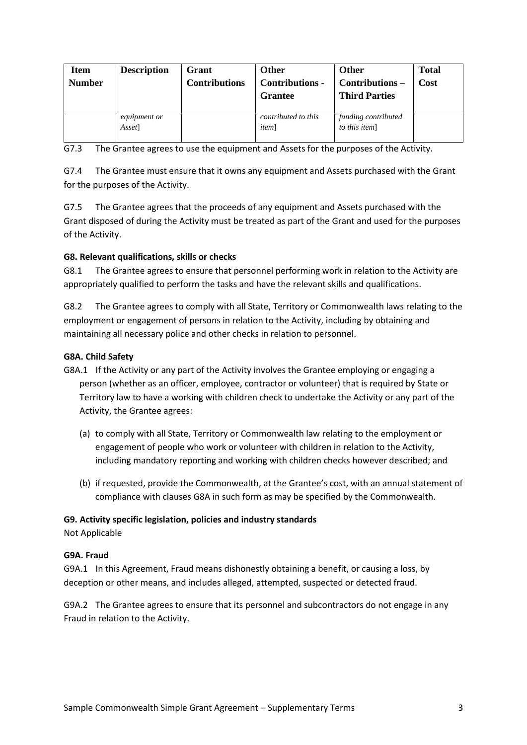| Item Number | Description | Grant Contributions | Other Contributions - Grantee | Other Contributions – Third Parties | Total Cost |
|---|---|---|---|---|---|
| | *equipment or Asset*] | | *contributed to this item*] | *funding contributed to this item*] | |

G7.3 The Grantee agrees to use the equipment and Assets for the purposes of the Activity.

G7.4 The Grantee must ensure that it owns any equipment and Assets purchased with the Grant for the purposes of the Activity.

G7.5 The Grantee agrees that the proceeds of any equipment and Assets purchased with the Grant disposed of during the Activity must be treated as part of the Grant and used for the purposes of the Activity.

**G8. Relevant qualifications, skills or checks**

G8.1 The Grantee agrees to ensure that personnel performing work in relation to the Activity are appropriately qualified to perform the tasks and have the relevant skills and qualifications.

G8.2 The Grantee agrees to comply with all State, Territory or Commonwealth laws relating to the employment or engagement of persons in relation to the Activity, including by obtaining and maintaining all necessary police and other checks in relation to personnel.

**G8A. Child Safety**

G8A.1 If the Activity or any part of the Activity involves the Grantee employing or engaging a person (whether as an officer, employee, contractor or volunteer) that is required by State or Territory law to have a working with children check to undertake the Activity or any part of the Activity, the Grantee agrees:

(a) to comply with all State, Territory or Commonwealth law relating to the employment or engagement of people who work or volunteer with children in relation to the Activity, including mandatory reporting and working with children checks however described; and

(b) if requested, provide the Commonwealth, at the Grantee's cost, with an annual statement of compliance with clauses G8A in such form as may be specified by the Commonwealth.

**G9. Activity specific legislation, policies and industry standards**

Not Applicable

**G9A. Fraud**

G9A.1 In this Agreement, Fraud means dishonestly obtaining a benefit, or causing a loss, by deception or other means, and includes alleged, attempted, suspected or detected fraud.

G9A.2 The Grantee agrees to ensure that its personnel and subcontractors do not engage in any Fraud in relation to the Activity.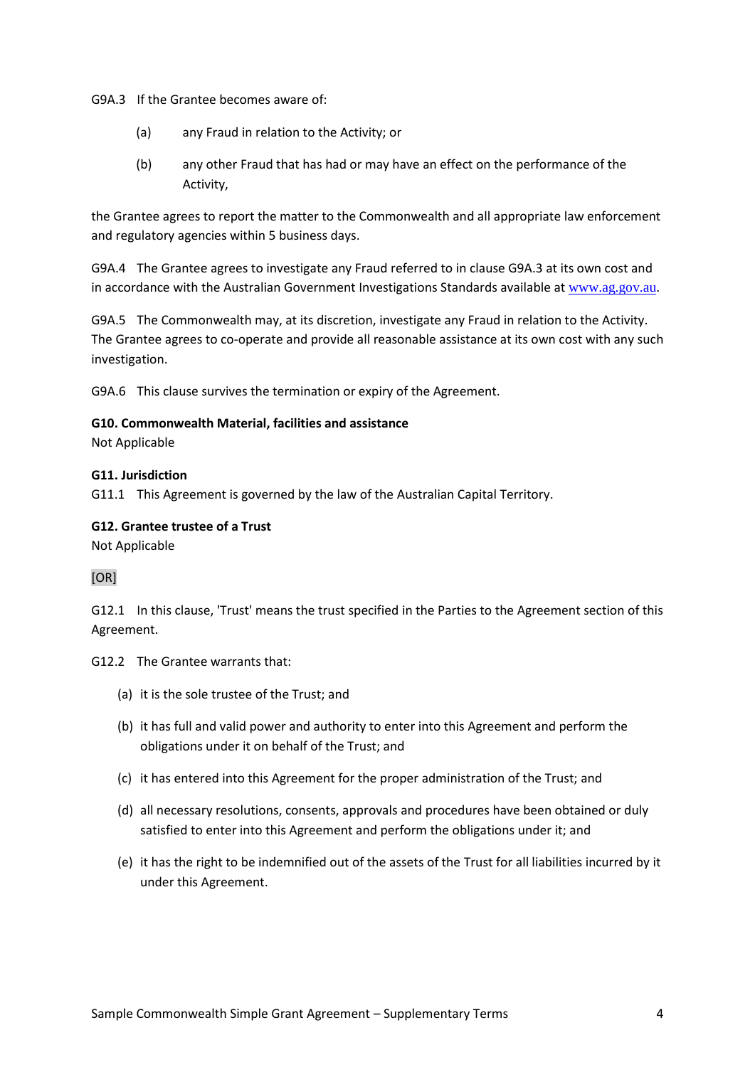G9A.3 If the Grantee becomes aware of:

(a) any Fraud in relation to the Activity; or

(b) any other Fraud that has had or may have an effect on the performance of the Activity,

the Grantee agrees to report the matter to the Commonwealth and all appropriate law enforcement and regulatory agencies within 5 business days.

G9A.4 The Grantee agrees to investigate any Fraud referred to in clause G9A.3 at its own cost and in accordance with the Australian Government Investigations Standards available at www.ag.gov.au.

G9A.5 The Commonwealth may, at its discretion, investigate any Fraud in relation to the Activity. The Grantee agrees to co-operate and provide all reasonable assistance at its own cost with any such investigation.

G9A.6 This clause survives the termination or expiry of the Agreement.

**G10. Commonwealth Material, facilities and assistance**

Not Applicable

**G11. Jurisdiction**

G11.1 This Agreement is governed by the law of the Australian Capital Territory.

**G12. Grantee trustee of a Trust**

Not Applicable

[OR]

G12.1 In this clause, 'Trust' means the trust specified in the Parties to the Agreement section of this Agreement.

G12.2 The Grantee warrants that:

(a) it is the sole trustee of the Trust; and

(b) it has full and valid power and authority to enter into this Agreement and perform the obligations under it on behalf of the Trust; and

(c) it has entered into this Agreement for the proper administration of the Trust; and

(d) all necessary resolutions, consents, approvals and procedures have been obtained or duly satisfied to enter into this Agreement and perform the obligations under it; and

(e) it has the right to be indemnified out of the assets of the Trust for all liabilities incurred by it under this Agreement.